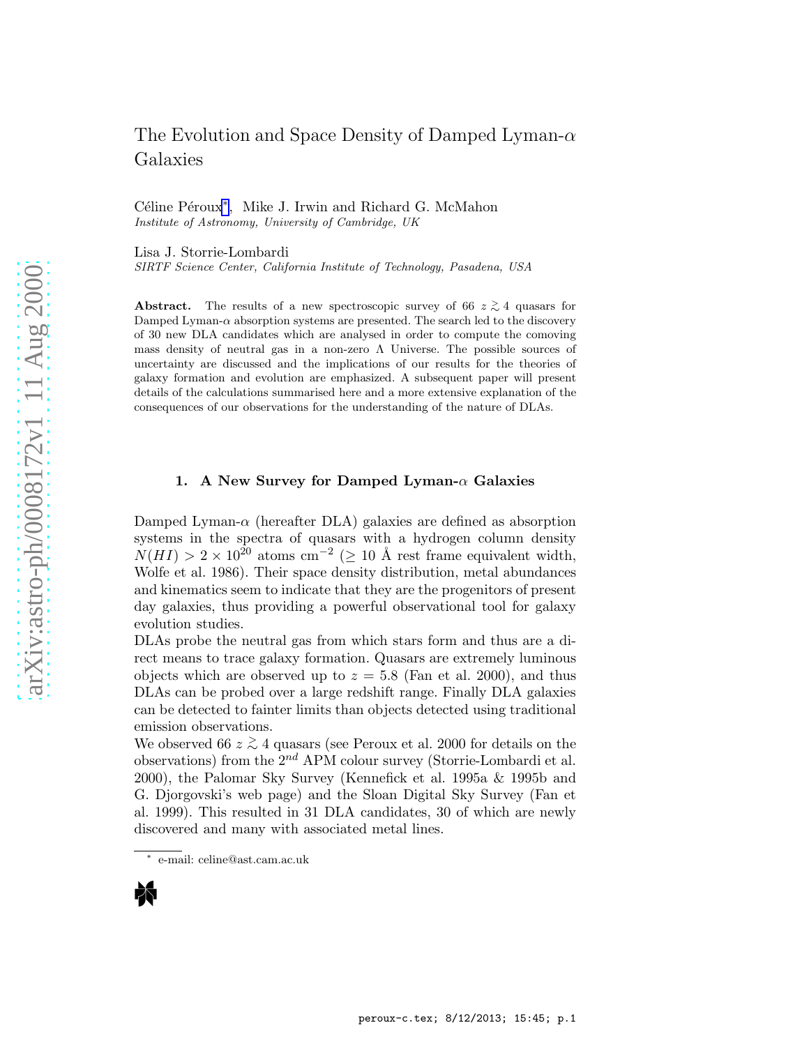# The Evolution and Space Density of Damped Lyman-$\alpha$ Galaxies

Céline Péroux[*], Mike J. Irwin and Richard G. McMahon
*Institute of Astronomy, University of Cambridge, UK*

Lisa J. Storrie-Lombardi
*SIRTF Science Center, California Institute of Technology, Pasadena, USA*

**Abstract.** The results of a new spectroscopic survey of 66 $z \gtrsim 4$ quasars for Damped Lyman-$\alpha$ absorption systems are presented. The search led to the discovery of 30 new DLA candidates which are analysed in order to compute the comoving mass density of neutral gas in a non-zero $\Lambda$ Universe. The possible sources of uncertainty are discussed and the implications of our results for the theories of galaxy formation and evolution are emphasized. A subsequent paper will present details of the calculations summarised here and a more extensive explanation of the consequences of our observations for the understanding of the nature of DLAs.

## 1. A New Survey for Damped Lyman-$\alpha$ Galaxies

Damped Lyman-$\alpha$ (hereafter DLA) galaxies are defined as absorption systems in the spectra of quasars with a hydrogen column density $N(HI) > 2 \times 10^{20}$ atoms cm$^{-2}$ ($\geq 10$ Å rest frame equivalent width, Wolfe et al. 1986). Their space density distribution, metal abundances and kinematics seem to indicate that they are the progenitors of present day galaxies, thus providing a powerful observational tool for galaxy evolution studies.

DLAs probe the neutral gas from which stars form and thus are a direct means to trace galaxy formation. Quasars are extremely luminous objects which are observed up to to $z = 5.8$ (Fan et al. 2000), and thus DLAs can be probed over a large redshift range. Finally DLA galaxies can be detected to fainter limits than objects detected using traditional emission observations.

We observed 66 $z \gtrsim 4$ quasars (see Peroux et al. 2000 for details on the observations) from the 2$^{nd}$ APM colour survey (Storrie-Lombardi et al. 2000), the Palomar Sky Survey (Kennefick et al. 1995a & 1995b and G. Djorgovski's web page) and the Sloan Digital Sky Survey (Fan et al. 1999). This resulted in 31 DLA candidates, 30 of which are newly discovered and many with associated metal lines.

[*] e-mail: celine@ast.cam.ac.uk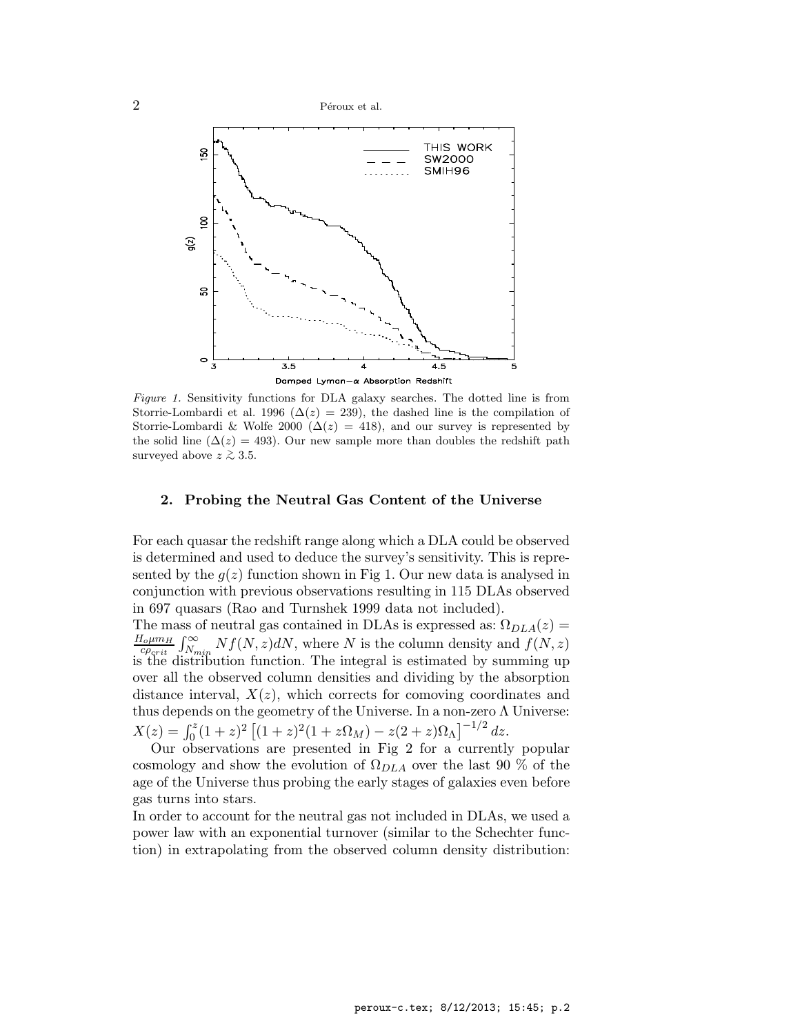Figure 1. Sensitivity functions for DLA galaxy searches. The dotted line is from Storrie-Lombardi et al. 1996 ($\Delta(z) = 239$), the dashed line is the compilation of Storrie-Lombardi & Wolfe 2000 ($\Delta(z) = 418$), and our survey is represented by the solid line ($\Delta(z) = 493$). Our new sample more than doubles the redshift path surveyed above $z \gtrsim 3.5$.

## 2. Probing the Neutral Gas Content of the Universe

For each quasar the redshift range along which a DLA could be observed is determined and used to deduce the survey's sensitivity. This is represented by the $g(z)$ function shown in Fig 1. Our new data is analysed in conjunction with previous observations resulting in 115 DLAs observed in 697 quasars (Rao and Turnshek 1999 data not included).

The mass of neutral gas contained in DLAs is expressed as: $\Omega_{DLA}(z) = \frac{H_o \mu m_H}{c \rho_{crit}} \int_{N_{min}}^{\infty} N f(N,z) dN$, where $N$ is the column density and $f(N,z)$ is the distribution function. The integral is estimated by summing up over all the observed column densities and dividing by the absorption distance interval, $X(z)$, which corrects for comoving coordinates and thus depends on the geometry of the Universe. In a non-zero $\Lambda$ Universe: $X(z) = \int_0^z (1+z)^2 \left[(1+z)^2(1+z\Omega_M) - z(2+z)\Omega_\Lambda\right]^{-1/2} dz$.

Our observations are presented in Fig 2 for a currently popular cosmology and show the evolution of $\Omega_{DLA}$ over the last 90 % of the age of the Universe thus probing the early stages of galaxies even before gas turns into stars.

In order to account for the neutral gas not included in DLAs, we used a power law with an exponential turnover (similar to the Schechter function) in extrapolating from the observed column density distribution: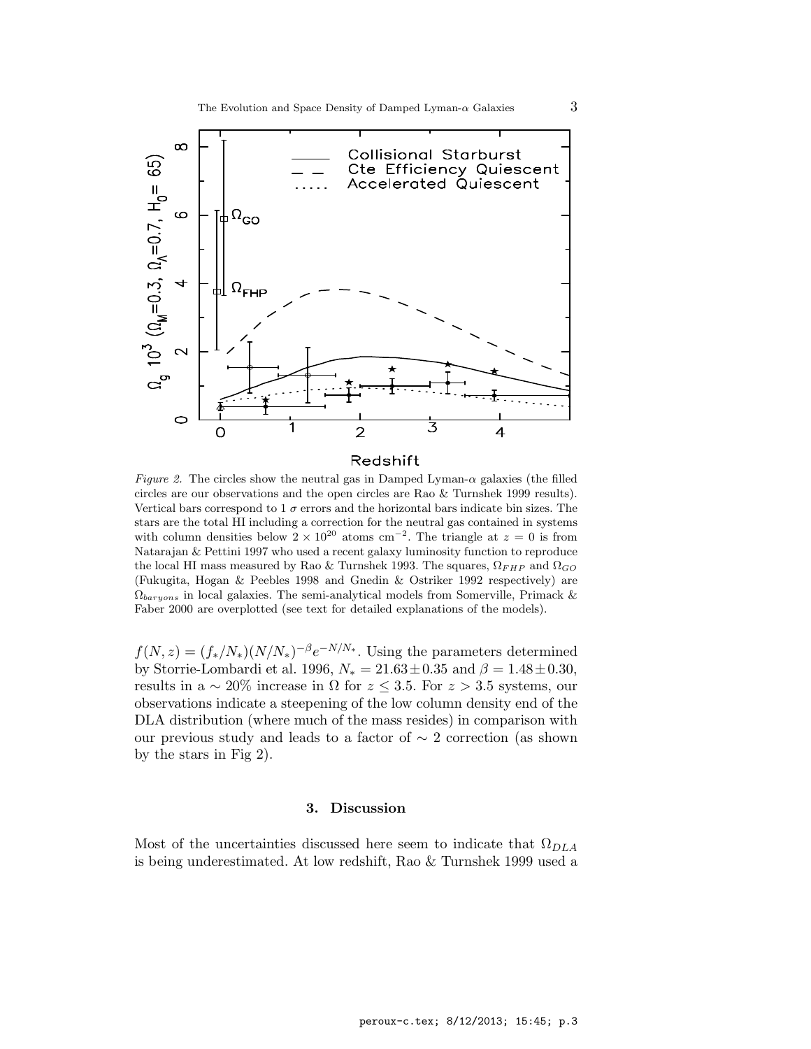*Figure 2.* The circles show the neutral gas in Damped Lyman-$\alpha$ galaxies (the filled circles are our observations and the open circles are Rao & Turnshek 1999 results). Vertical bars correspond to 1 $\sigma$ errors and the horizontal bars indicate bin sizes. The stars are the total HI including a correction for the neutral gas contained in systems with column densities below $2 \times 10^{20}$ atoms cm$^{-2}$. The triangle at $z = 0$ is from Natarajan & Pettini 1997 who used a recent galaxy luminosity function to reproduce the local HI mass measured by Rao & Turnshek 1993. The squares, $\Omega_{FHP}$ and $\Omega_{GO}$ (Fukugita, Hogan & Peebles 1998 and Gnedin & Ostriker 1992 respectively) are $\Omega_{baryons}$ in local galaxies. The semi-analytical models from Somerville, Primack & Faber 2000 are overplotted (see text for detailed explanations of the models).

$f(N, z) = (f_*/N_*)(N/N_*)^{-\beta}e^{-N/N_*}$. Using the parameters determined by Storrie-Lombardi et al. 1996, $N_* = 21.63 \pm 0.35$ and $\beta = 1.48 \pm 0.30$, results in a $\sim 20\%$ increase in $\Omega$ for $z \leq 3.5$. For $z > 3.5$ systems, our observations indicate a steepening of the low column density end of the DLA distribution (where much of the mass resides) in comparison with our previous study and leads to a factor of $\sim 2$ correction (as shown by the stars in Fig 2).

### 3. Discussion

Most of the uncertainties discussed here seem to indicate that $\Omega_{DLA}$ is being underestimated. At low redshift, Rao & Turnshek 1999 used a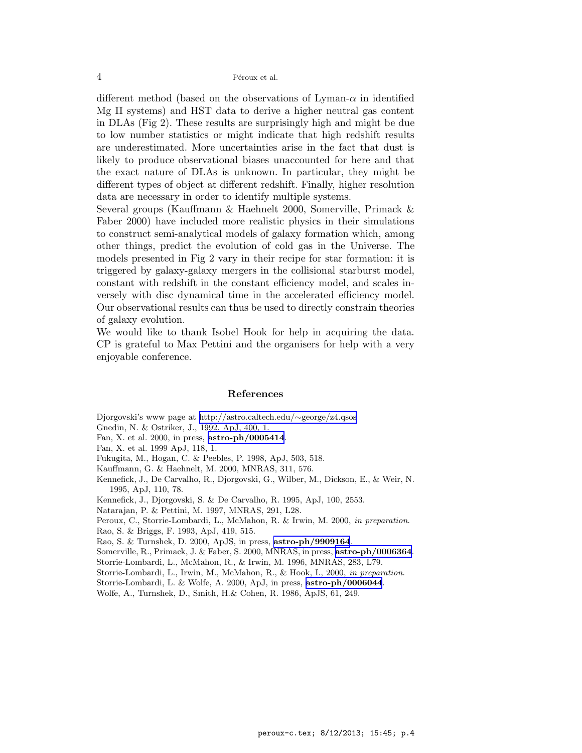different method (based on the observations of Lyman-$\alpha$ in identified Mg II systems) and HST data to derive a higher neutral gas content in DLAs (Fig 2). These results are surprisingly high and might be due to low number statistics or might indicate that high redshift results are underestimated. More uncertainties arise in the fact that dust is likely to produce observational biases unaccounted for here and that the exact nature of DLAs is unknown. In particular, they might be different types of object at different redshift. Finally, higher resolution data are necessary in order to identify multiple systems.

Several groups (Kauffmann & Haehnelt 2000, Somerville, Primack & Faber 2000) have included more realistic physics in their simulations to construct semi-analytical models of galaxy formation which, among other things, predict the evolution of cold gas in the Universe. The models presented in Fig 2 vary in their recipe for star formation: it is triggered by galaxy-galaxy mergers in the collisional starburst model, constant with redshift in the constant efficiency model, and scales inversely with disc dynamical time in the accelerated efficiency model. Our observational results can thus be used to directly constrain theories of galaxy evolution.

We would like to thank Isobel Hook for help in acquiring the data. CP is grateful to Max Pettini and the organisers for help with a very enjoyable conference.

## References

Djorgovski's www page at http://astro.caltech.edu/~george/z4.qsos

Gnedin, N. & Ostriker, J., 1992, ApJ, 400, 1.

Fan, X. et al. 2000, in press, **astro-ph/0005414**.

Fan, X. et al. 1999 ApJ, 118, 1.

Fukugita, M., Hogan, C. & Peebles, P. 1998, ApJ, 503, 518.

Kauffmann, G. & Haehnelt, M. 2000, MNRAS, 311, 576.

Kennefick, J., De Carvalho, R., Djorgovski, G., Wilber, M., Dickson, E., & Weir, N. 1995, ApJ, 110, 78.

Kennefick, J., Djorgovski, S. & De Carvalho, R. 1995, ApJ, 100, 2553.

Natarajan, P. & Pettini, M. 1997, MNRAS, 291, L28.

Peroux, C., Storrie-Lombardi, L., McMahon, R. & Irwin, M. 2000, *in preparation*.

Rao, S. & Briggs, F. 1993, ApJ, 419, 515.

Rao, S. & Turnshek, D. 2000, ApJS, in press, **astro-ph/9909164**.

Somerville, R., Primack, J. & Faber, S. 2000, MNRAS, in press, **astro-ph/0006364**.

Storrie-Lombardi, L., McMahon, R., & Irwin, M. 1996, MNRAS, 283, L79.

Storrie-Lombardi, L., Irwin, M., McMahon, R., & Hook, I., 2000, *in preparation*.

Storrie-Lombardi, L. & Wolfe, A. 2000, ApJ, in press, **astro-ph/0006044**.

Wolfe, A., Turnshek, D., Smith, H.& Cohen, R. 1986, ApJS, 61, 249.